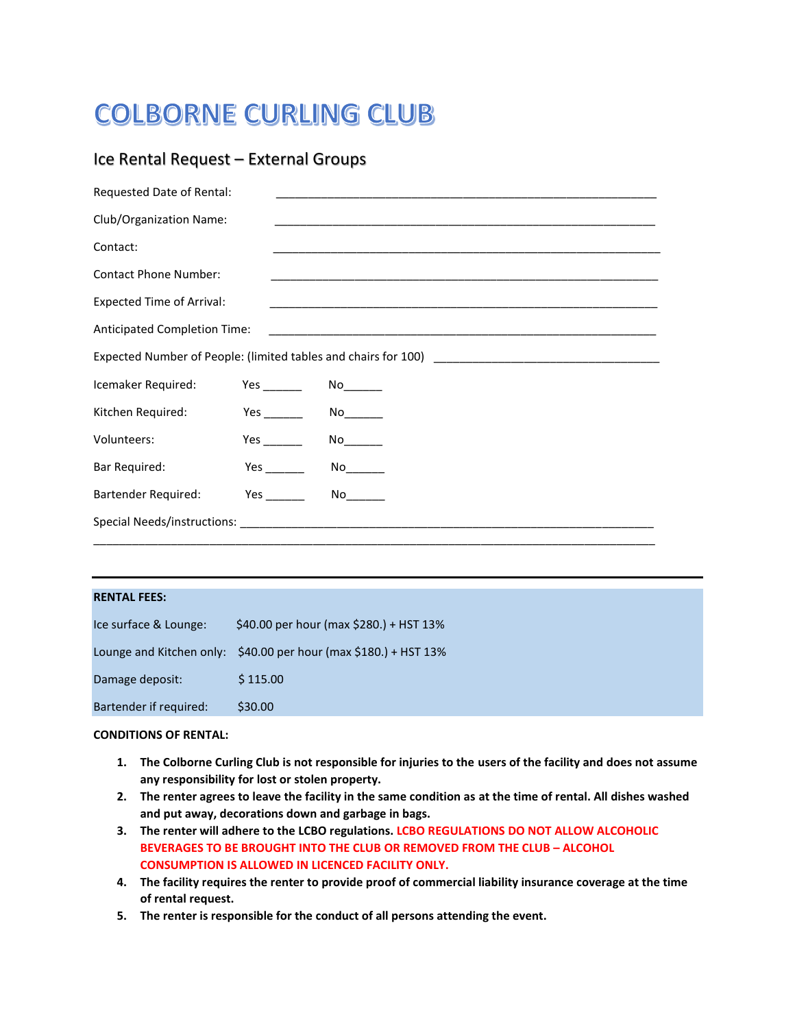# COLBORNE CURLING CLUB

## Ice Rental Request – External Groups

Requested Date of Rental: ____________________________________________________________

Club/Organization Name: ____________________________________________________________

Contact: ____________________________________________________________

Contact Phone Number: ____________________________________________________________

Expected Time of Arrival: ____________________________________________________________

Anticipated Completion Time: ____________________________________________________________

Expected Number of People: (limited tables and chairs for 100) ____________________________________

Icemaker Required: Yes ______ No______

Kitchen Required: Yes ______ No______

Volunteers: Yes ______ No______

Bar Required: Yes ______ No______

Bartender Required: Yes ______ No______

Special Needs/instructions: ____________________________________________________________
__________________________________________________________________________________________

---

**RENTAL FEES:**

| | |
|---|---|
| Ice surface & Lounge: | $40.00 per hour (max $280.) + HST 13% |
| Lounge and Kitchen only: | $40.00 per hour (max $180.) + HST 13% |
| Damage deposit: | $ 115.00 |
| Bartender if required: | $30.00 |

**CONDITIONS OF RENTAL:**

1. **The Colborne Curling Club is not responsible for injuries to the users of the facility and does not assume any responsibility for lost or stolen property.**
2. **The renter agrees to leave the facility in the same condition as at the time of rental. All dishes washed and put away, decorations down and garbage in bags.**
3. **The renter will adhere to the LCBO regulations. LCBO REGULATIONS DO NOT ALLOW ALCOHOLIC BEVERAGES TO BE BROUGHT INTO THE CLUB OR REMOVED FROM THE CLUB – ALCOHOL CONSUMPTION IS ALLOWED IN LICENCED FACILITY ONLY.**
4. **The facility requires the renter to provide proof of commercial liability insurance coverage at the time of rental request.**
5. **The renter is responsible for the conduct of all persons attending the event.**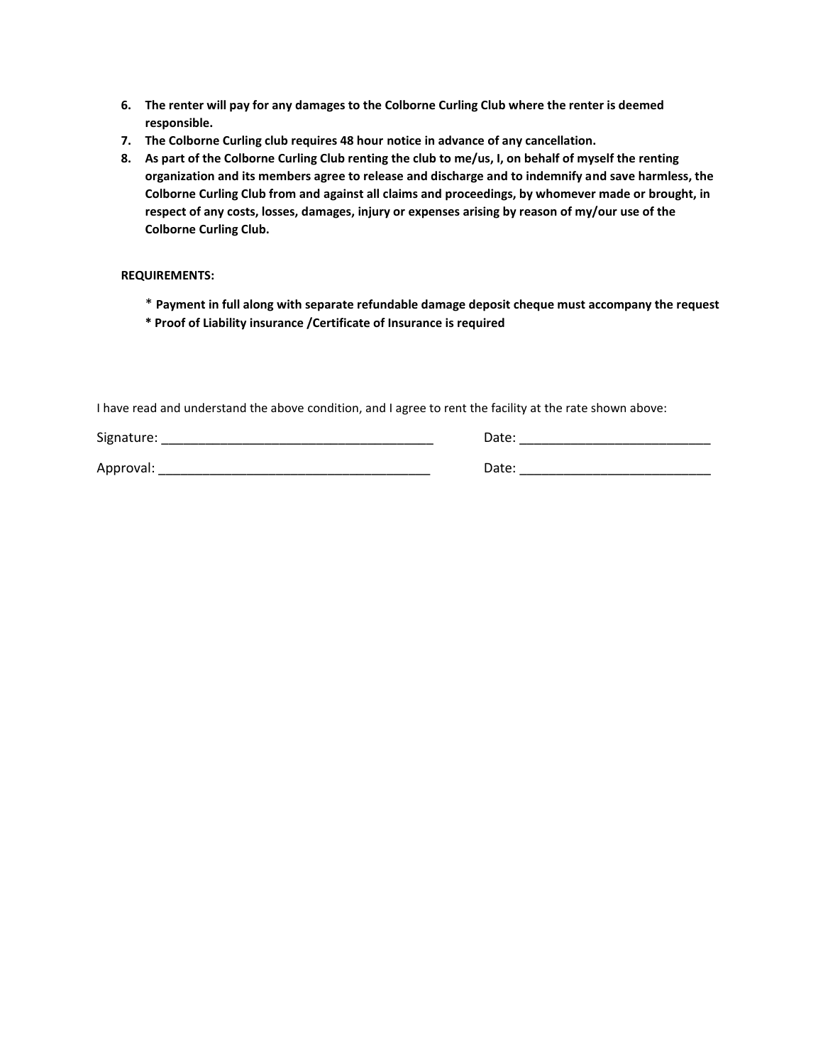6. **The renter will pay for any damages to the Colborne Curling Club where the renter is deemed responsible.**
7. **The Colborne Curling club requires 48 hour notice in advance of any cancellation.**
8. **As part of the Colborne Curling Club renting the club to me/us, I, on behalf of myself the renting organization and its members agree to release and discharge and to indemnify and save harmless, the Colborne Curling Club from and against all claims and proceedings, by whomever made or brought, in respect of any costs, losses, damages, injury or expenses arising by reason of my/our use of the Colborne Curling Club.**

**REQUIREMENTS:**

* **Payment in full along with separate refundable damage deposit cheque must accompany the request**
* **Proof of Liability insurance /Certificate of Insurance is required**

I have read and understand the above condition, and I agree to rent the facility at the rate shown above:

Signature: _____________________________________ Date: __________________________

Approval: _____________________________________ Date: __________________________